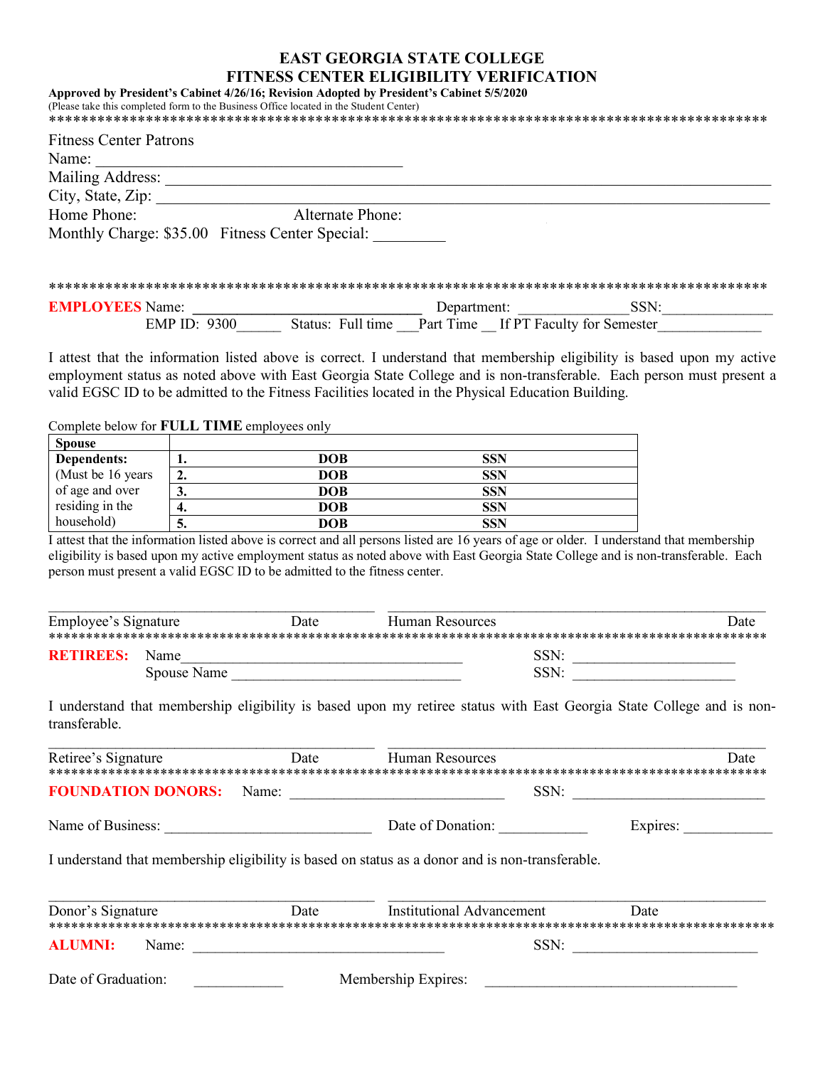# EAST GEORGIA STATE COLLEGE
## FITNESS CENTER ELIGIBILITY VERIFICATION

**Approved by President's Cabinet 4/26/16; Revision Adopted by President's Cabinet 5/5/2020**
(Please take this completed form to the Business Office located in the Student Center)

*****************************************************************************************

Fitness Center Patrons
Name: ________________________________________
Mailing Address: ________________________________________________________________________________
City, State, Zip: ________________________________________________________________________________
Home Phone: Alternate Phone:
Monthly Charge: $35.00 Fitness Center Special: _________

*****************************************************************************************

**EMPLOYEES** Name: ______________________________ Department: ______________SSN:______________
EMP ID: 9300______ Status: Full time ___Part Time __ If PT Faculty for Semester_____________

I attest that the information listed above is correct. I understand that membership eligibility is based upon my active employment status as noted above with East Georgia State College and is non-transferable. Each person must present a valid EGSC ID to be admitted to the Fitness Facilities located in the Physical Education Building.

Complete below for **FULL TIME** employees only

| **Spouse** | | | |
|---|---|---|---|
| **Dependents:** | **1.** | **DOB** | **SSN** |
| (Must be 16 years | **2.** | **DOB** | **SSN** |
| of age and over | **3.** | **DOB** | **SSN** |
| residing in the | **4.** | **DOB** | **SSN** |
| household) | **5.** | **DOB** | **SSN** |

I attest that the information listed above is correct and all persons listed are 16 years of age or older. I understand that membership eligibility is based upon my active employment status as noted above with East Georgia State College and is non-transferable. Each person must present a valid EGSC ID to be admitted to the fitness center.

_______________________________________ _______________________________________________
Employee's Signature Date Human Resources Date

*****************************************************************************************

**RETIREES:** Name_____________________________________ SSN: _____________________
Spouse Name ______________________________ SSN: _____________________

I understand that membership eligibility is based upon my retiree status with East Georgia State College and is non-transferable.

_______________________________________ _______________________________________________
Retiree's Signature Date Human Resources Date

*****************************************************************************************

**FOUNDATION DONORS:** Name: ____________________________ SSN: _________________________

Name of Business: ___________________________ Date of Donation: ___________ Expires: ___________

I understand that membership eligibility is based on status as a donor and is non-transferable.

_______________________________________ _______________________________________________
Donor's Signature Date Institutional Advancement Date

*****************************************************************************************

**ALUMNI:** Name: ________________________________ SSN: ________________________

Date of Graduation: ___________ Membership Expires: _________________________________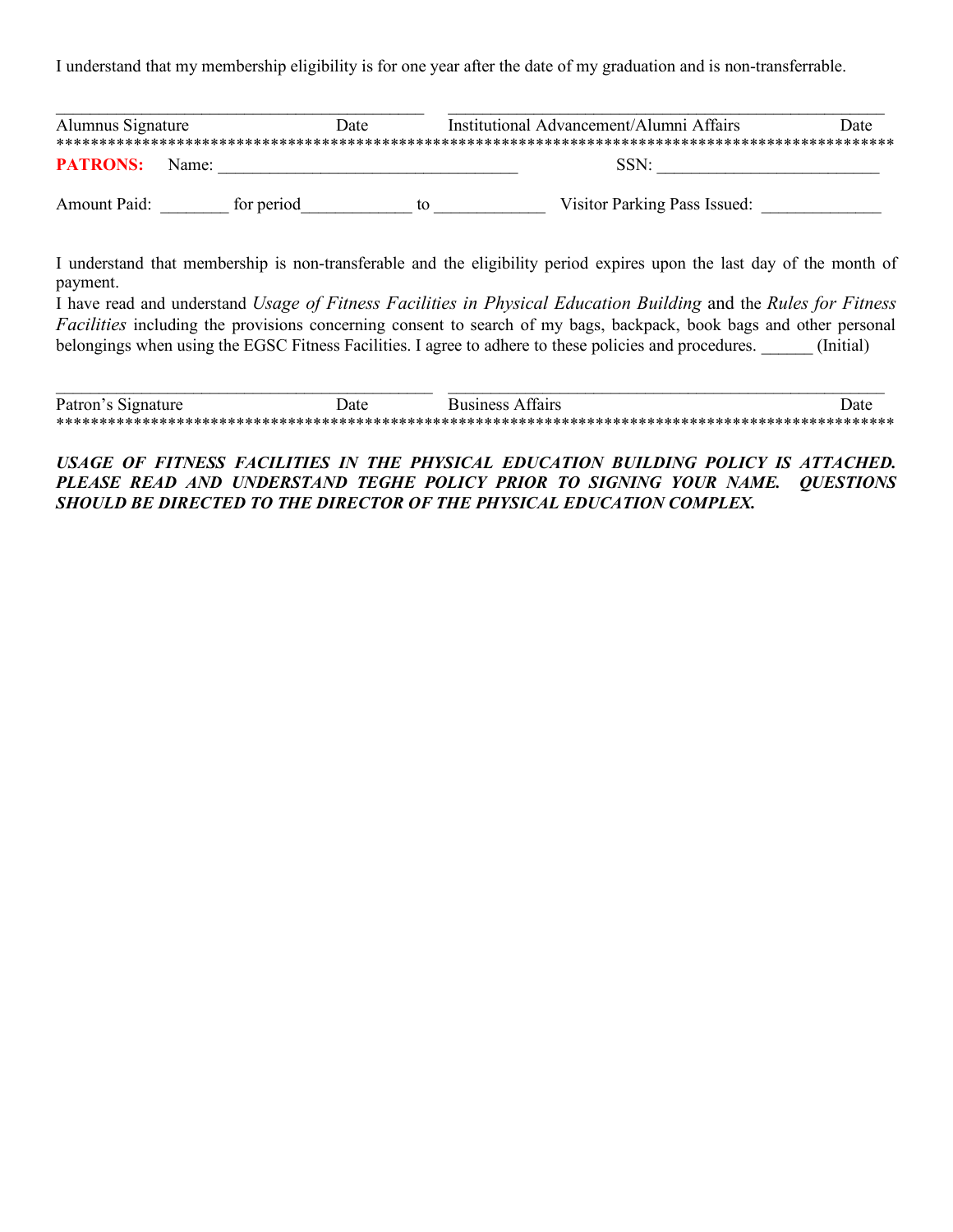I understand that my membership eligibility is for one year after the date of my graduation and is non-transferrable.

\_\_\_\_\_\_\_\_\_\_\_\_\_\_\_\_\_\_\_\_\_\_\_\_\_\_\_\_\_\_\_\_\_\_\_\_\_\_\_\_\_\_\_\_ \_\_\_\_\_\_\_\_\_\_\_\_\_\_\_\_\_\_\_\_\_\_\_\_\_\_\_\_\_\_\_\_\_\_\_\_\_\_\_\_\_\_\_\_\_\_\_\_\_\_\_\_

Alumnus Signature Date Institutional Advancement/Alumni Affairs Date

****************************************************************************************************

**PATRONS:** Name: \_\_\_\_\_\_\_\_\_\_\_\_\_\_\_\_\_\_\_\_\_\_\_\_\_\_\_\_\_\_\_\_\_\_\_\_ SSN: \_\_\_\_\_\_\_\_\_\_\_\_\_\_\_\_\_\_\_\_\_\_\_\_\_\_

Amount Paid: \_\_\_\_\_\_\_\_ for period\_\_\_\_\_\_\_\_\_\_\_\_\_ to \_\_\_\_\_\_\_\_\_\_\_\_\_ Visitor Parking Pass Issued: \_\_\_\_\_\_\_\_\_\_\_\_\_\_

I understand that membership is non-transferable and the eligibility period expires upon the last day of the month of payment.

I have read and understand *Usage of Fitness Facilities in Physical Education Building* and the *Rules for Fitness Facilities* including the provisions concerning consent to search of my bags, backpack, book bags and other personal belongings when using the EGSC Fitness Facilities. I agree to adhere to these policies and procedures. \_\_\_\_\_\_ (Initial)

\_\_\_\_\_\_\_\_\_\_\_\_\_\_\_\_\_\_\_\_\_\_\_\_\_\_\_\_\_\_\_\_\_\_\_\_\_\_\_\_\_\_\_\_ \_\_\_\_\_\_\_\_\_\_\_\_\_\_\_\_\_\_\_\_\_\_\_\_\_\_\_\_\_\_\_\_\_\_\_\_\_\_\_\_\_\_\_\_\_\_\_\_\_\_\_\_

Patron's Signature Date Business Affairs Date

****************************************************************************************************

***USAGE OF FITNESS FACILITIES IN THE PHYSICAL EDUCATION BUILDING POLICY IS ATTACHED. PLEASE READ AND UNDERSTAND TEGHE POLICY PRIOR TO SIGNING YOUR NAME. QUESTIONS SHOULD BE DIRECTED TO THE DIRECTOR OF THE PHYSICAL EDUCATION COMPLEX.***